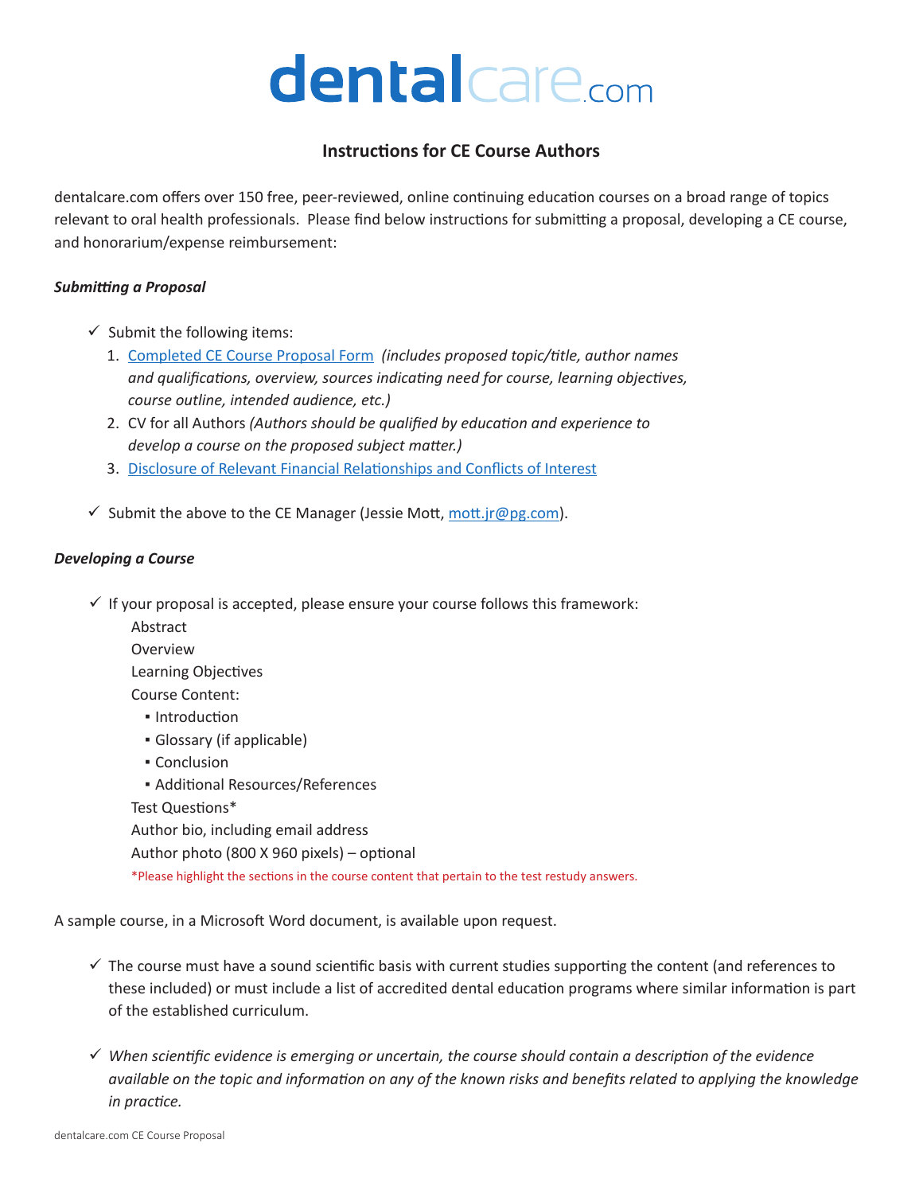# dentalcare.com

## Instructions for CE Course Authors

dentalcare.com offers over 150 free, peer-reviewed, online continuing education courses on a broad range of topics relevant to oral health professionals. Please find below instructions for submitting a proposal, developing a CE course, and honorarium/expense reimbursement:

***Submitting a Proposal***

- ✓ Submit the following items:
  1. Completed CE Course Proposal Form *(includes proposed topic/title, author names and qualifications, overview, sources indicating need for course, learning objectives, course outline, intended audience, etc.)*
  2. CV for all Authors *(Authors should be qualified by education and experience to develop a course on the proposed subject matter.)*
  3. Disclosure of Relevant Financial Relationships and Conflicts of Interest

- ✓ Submit the above to the CE Manager (Jessie Mott, mott.jr@pg.com).

***Developing a Course***

- ✓ If your proposal is accepted, please ensure your course follows this framework:

  Abstract
  Overview
  Learning Objectives
  Course Content:
  - Introduction
  - Glossary (if applicable)
  - Conclusion
  - Additional Resources/References

  Test Questions*
  Author bio, including email address
  Author photo (800 X 960 pixels) – optional

  *Please highlight the sections in the course content that pertain to the test restudy answers.

A sample course, in a Microsoft Word document, is available upon request.

- ✓ The course must have a sound scientific basis with current studies supporting the content (and references to these included) or must include a list of accredited dental education programs where similar information is part of the established curriculum.

- ✓ *When scientific evidence is emerging or uncertain, the course should contain a description of the evidence available on the topic and information on any of the known risks and benefits related to applying the knowledge in practice.*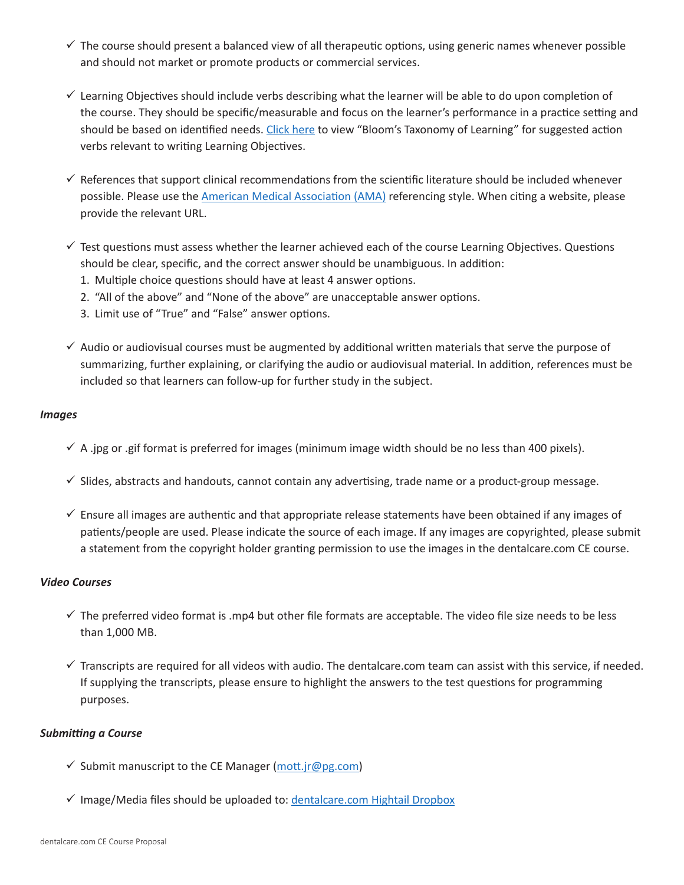- ✓ The course should present a balanced view of all therapeutic options, using generic names whenever possible and should not market or promote products or commercial services.

- ✓ Learning Objectives should include verbs describing what the learner will be able to do upon completion of the course. They should be specific/measurable and focus on the learner's performance in a practice setting and should be based on identified needs. [Click here] to view "Bloom's Taxonomy of Learning" for suggested action verbs relevant to writing Learning Objectives.

- ✓ References that support clinical recommendations from the scientific literature should be included whenever possible. Please use the [American Medical Association (AMA)] referencing style. When citing a website, please provide the relevant URL.

- ✓ Test questions must assess whether the learner achieved each of the course Learning Objectives. Questions should be clear, specific, and the correct answer should be unambiguous. In addition:
  1. Multiple choice questions should have at least 4 answer options.
  2. "All of the above" and "None of the above" are unacceptable answer options.
  3. Limit use of "True" and "False" answer options.

- ✓ Audio or audiovisual courses must be augmented by additional written materials that serve the purpose of summarizing, further explaining, or clarifying the audio or audiovisual material. In addition, references must be included so that learners can follow-up for further study in the subject.

***Images***

- ✓ A .jpg or .gif format is preferred for images (minimum image width should be no less than 400 pixels).

- ✓ Slides, abstracts and handouts, cannot contain any advertising, trade name or a product-group message.

- ✓ Ensure all images are authentic and that appropriate release statements have been obtained if any images of patients/people are used. Please indicate the source of each image. If any images are copyrighted, please submit a statement from the copyright holder granting permission to use the images in the dentalcare.com CE course.

***Video Courses***

- ✓ The preferred video format is .mp4 but other file formats are acceptable. The video file size needs to be less than 1,000 MB.

- ✓ Transcripts are required for all videos with audio. The dentalcare.com team can assist with this service, if needed. If supplying the transcripts, please ensure to highlight the answers to the test questions for programming purposes.

***Submitting a Course***

- ✓ Submit manuscript to the CE Manager (mott.jr@pg.com)

- ✓ Image/Media files should be uploaded to: [dentalcare.com Hightail Dropbox]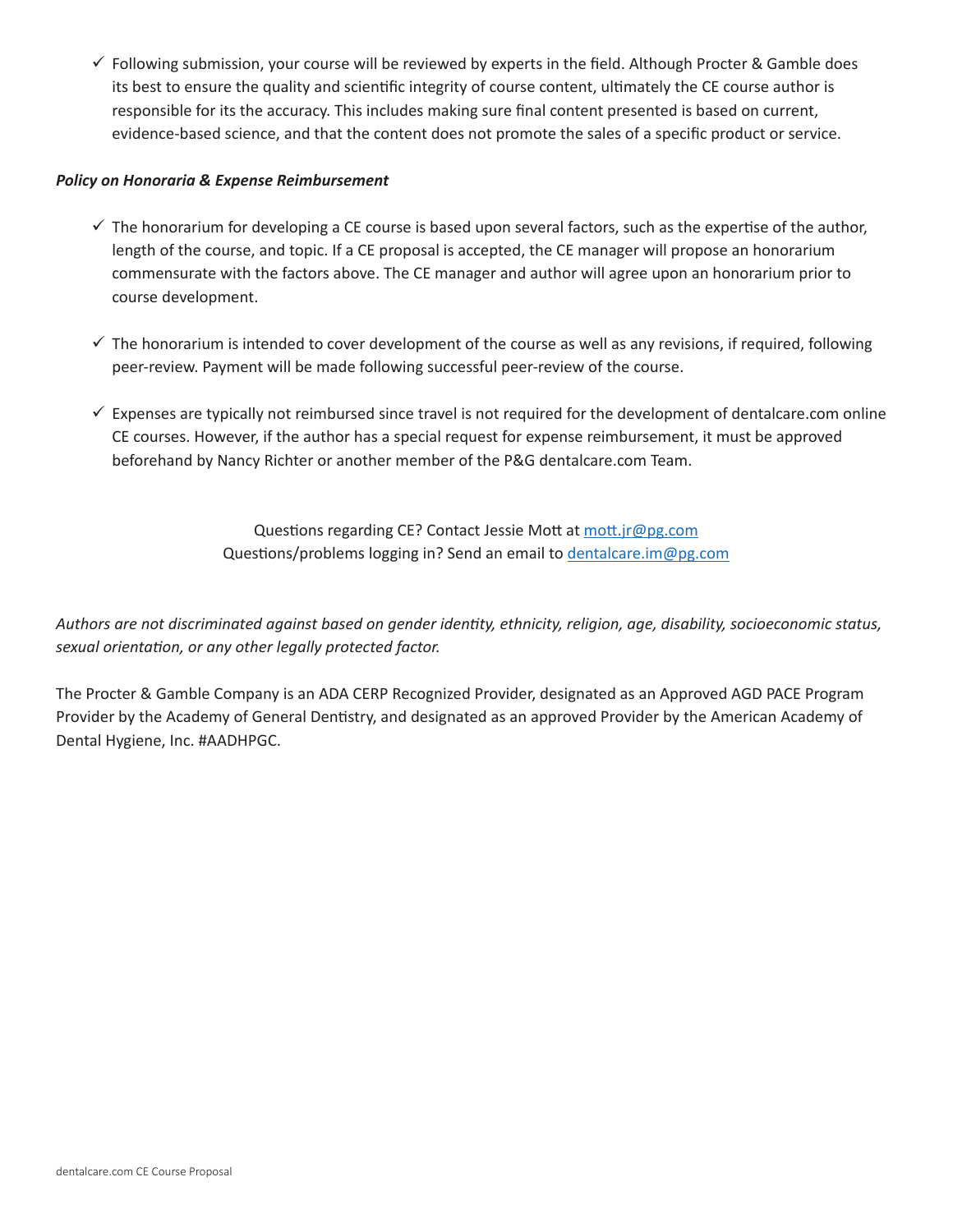- ✓ Following submission, your course will be reviewed by experts in the field. Although Procter & Gamble does its best to ensure the quality and scientific integrity of course content, ultimately the CE course author is responsible for its the accuracy. This includes making sure final content presented is based on current, evidence-based science, and that the content does not promote the sales of a specific product or service.

***Policy on Honoraria & Expense Reimbursement***

- ✓ The honorarium for developing a CE course is based upon several factors, such as the expertise of the author, length of the course, and topic. If a CE proposal is accepted, the CE manager will propose an honorarium commensurate with the factors above. The CE manager and author will agree upon an honorarium prior to course development.

- ✓ The honorarium is intended to cover development of the course as well as any revisions, if required, following peer-review. Payment will be made following successful peer-review of the course.

- ✓ Expenses are typically not reimbursed since travel is not required for the development of dentalcare.com online CE courses. However, if the author has a special request for expense reimbursement, it must be approved beforehand by Nancy Richter or another member of the P&G dentalcare.com Team.

Questions regarding CE? Contact Jessie Mott at [mott.jr@pg.com](mailto:mott.jr@pg.com)
Questions/problems logging in? Send an email to [dentalcare.im@pg.com](mailto:dentalcare.im@pg.com)

*Authors are not discriminated against based on gender identity, ethnicity, religion, age, disability, socioeconomic status, sexual orientation, or any other legally protected factor.*

The Procter & Gamble Company is an ADA CERP Recognized Provider, designated as an Approved AGD PACE Program Provider by the Academy of General Dentistry, and designated as an approved Provider by the American Academy of Dental Hygiene, Inc. #AADHPGC.